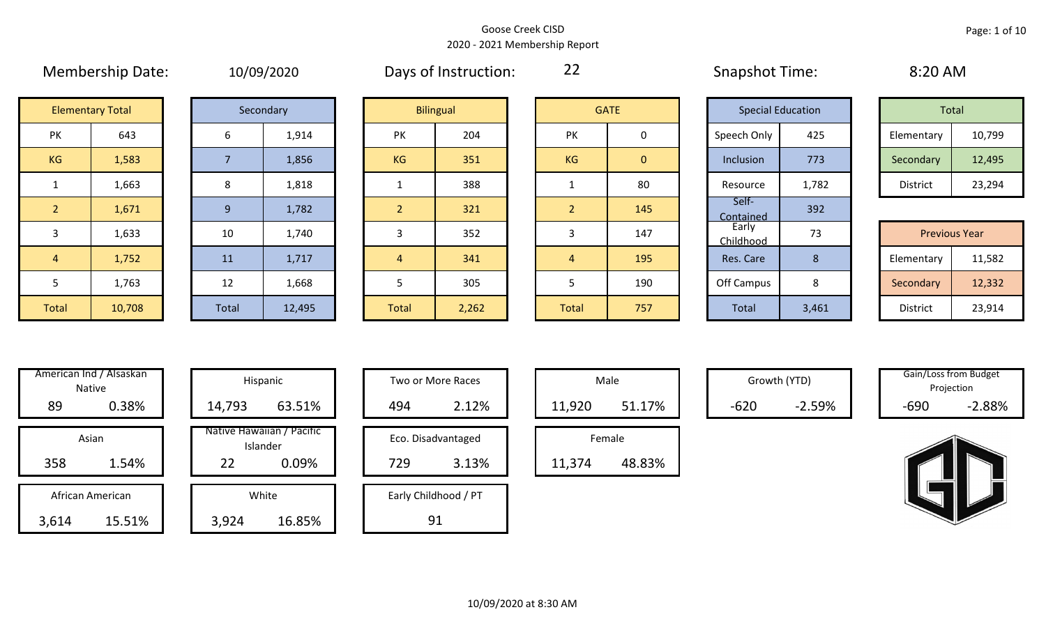Goose Creek CISD

2020 - 2021 Membership Report

Membership Date: 10/09/2020

Days of Instruction: 22

Snapshot Time: 8:20 AM

| Elementary Total | |
|---|---|
| PK | 643 |
| KG | 1,583 |
| 1 | 1,663 |
| 2 | 1,671 |
| 3 | 1,633 |
| 4 | 1,752 |
| 5 | 1,763 |
| Total | 10,708 |

| Secondary | |
|---|---|
| 6 | 1,914 |
| 7 | 1,856 |
| 8 | 1,818 |
| 9 | 1,782 |
| 10 | 1,740 |
| 11 | 1,717 |
| 12 | 1,668 |
| Total | 12,495 |

| Bilingual | |
|---|---|
| PK | 204 |
| KG | 351 |
| 1 | 388 |
| 2 | 321 |
| 3 | 352 |
| 4 | 341 |
| 5 | 305 |
| Total | 2,262 |

| GATE | |
|---|---|
| PK | 0 |
| KG | 0 |
| 1 | 80 |
| 2 | 145 |
| 3 | 147 |
| 4 | 195 |
| 5 | 190 |
| Total | 757 |

| Special Education | |
|---|---|
| Speech Only | 425 |
| Inclusion | 773 |
| Resource | 1,782 |
| Self-Contained | 392 |
| Early Childhood | 73 |
| Res. Care | 8 |
| Off Campus | 8 |
| Total | 3,461 |

| Total | |
|---|---|
| Elementary | 10,799 |
| Secondary | 12,495 |
| District | 23,294 |

| Previous Year | |
|---|---|
| Elementary | 11,582 |
| Secondary | 12,332 |
| District | 23,914 |

| Category | Count | Percent |
|---|---|---|
| American Ind / Alsaskan Native | 89 | 0.38% |
| Asian | 358 | 1.54% |
| African American | 3,614 | 15.51% |
| Hispanic | 14,793 | 63.51% |
| Native Hawaiian / Pacific Islander | 22 | 0.09% |
| White | 3,924 | 16.85% |
| Two or More Races | 494 | 2.12% |
| Eco. Disadvantaged | 729 | 3.13% |
| Early Childhood / PT | 91 | |
| Male | 11,920 | 51.17% |
| Female | 11,374 | 48.83% |
| Growth (YTD) | -620 | -2.59% |
| Gain/Loss from Budget Projection | -690 | -2.88% |

10/09/2020 at 8:30 AM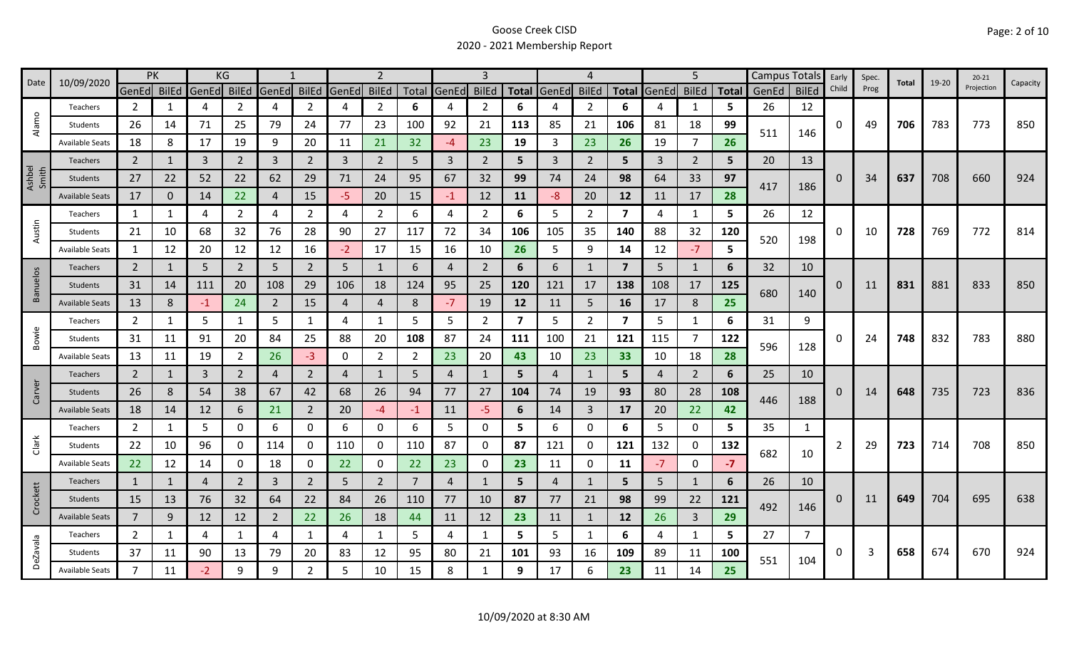# Goose Creek CISD
## 2020 - 2021 Membership Report

| Date | 10/09/2020 | PK | | KG | | 1 | | 2 | | | 3 | | | 4 | | | 5 | | | Campus Totals | | Early Child | Spec. Prog | Total | 19-20 | 20-21 Projection | Capacity |
|---|---|---|---|---|---|---|---|---|---|---|---|---|---|---|---|---|---|---|---|---|---|---|---|---|---|---|---|
| | | GenEd | BilEd | GenEd | BilEd | GenEd | BilEd | GenEd | BilEd | Total | GenEd | BilEd | Total | GenEd | BilEd | Total | GenEd | BilEd | Total | GenEd | BilEd | | | | | | |
| Alamo | Teachers | 2 | 1 | 4 | 2 | 4 | 2 | 4 | 2 | 6 | 4 | 2 | 6 | 4 | 2 | 6 | 4 | 1 | 5 | 26 | 12 | 0 | 49 | 706 | 783 | 773 | 850 |
| | Students | 26 | 14 | 71 | 25 | 79 | 24 | 77 | 23 | 100 | 92 | 21 | 113 | 85 | 21 | 106 | 81 | 18 | 99 | 511 | 146 | | | | | | |
| | Available Seats | 18 | 8 | 17 | 19 | 9 | 20 | 11 | 21 | 32 | -4 | 23 | 19 | 3 | 23 | 26 | 19 | 7 | 26 | | | | | | | | |
| Ashbel Smith | Teachers | 2 | 1 | 3 | 2 | 3 | 2 | 3 | 2 | 5 | 3 | 2 | 5 | 3 | 2 | 5 | 3 | 2 | 5 | 20 | 13 | 0 | 34 | 637 | 708 | 660 | 924 |
| | Students | 27 | 22 | 52 | 22 | 62 | 29 | 71 | 24 | 95 | 67 | 32 | 99 | 74 | 24 | 98 | 64 | 33 | 97 | 417 | 186 | | | | | | |
| | Available Seats | 17 | 0 | 14 | 22 | 4 | 15 | -5 | 20 | 15 | -1 | 12 | 11 | -8 | 20 | 12 | 11 | 17 | 28 | | | | | | | | |
| Austin | Teachers | 1 | 1 | 4 | 2 | 4 | 2 | 4 | 2 | 6 | 4 | 2 | 6 | 5 | 2 | 7 | 4 | 1 | 5 | 26 | 12 | 0 | 10 | 728 | 769 | 772 | 814 |
| | Students | 21 | 10 | 68 | 32 | 76 | 28 | 90 | 27 | 117 | 72 | 34 | 106 | 105 | 35 | 140 | 88 | 32 | 120 | 520 | 198 | | | | | | |
| | Available Seats | 1 | 12 | 20 | 12 | 12 | 16 | -2 | 17 | 15 | 16 | 10 | 26 | 5 | 9 | 14 | 12 | -7 | 5 | | | | | | | | |
| Banuelos | Teachers | 2 | 1 | 5 | 2 | 5 | 2 | 5 | 1 | 6 | 4 | 2 | 6 | 6 | 1 | 7 | 5 | 1 | 6 | 32 | 10 | 0 | 11 | 831 | 881 | 833 | 850 |
| | Students | 31 | 14 | 111 | 20 | 108 | 29 | 106 | 18 | 124 | 95 | 25 | 120 | 121 | 17 | 138 | 108 | 17 | 125 | 680 | 140 | | | | | | |
| | Available Seats | 13 | 8 | -1 | 24 | 2 | 15 | 4 | 4 | 8 | -7 | 19 | 12 | 11 | 5 | 16 | 17 | 8 | 25 | | | | | | | | |
| Bowie | Teachers | 2 | 1 | 5 | 1 | 5 | 1 | 4 | 1 | 5 | 5 | 2 | 7 | 5 | 2 | 7 | 5 | 1 | 6 | 31 | 9 | 0 | 24 | 748 | 832 | 783 | 880 |
| | Students | 31 | 11 | 91 | 20 | 84 | 25 | 88 | 20 | 108 | 87 | 24 | 111 | 100 | 21 | 121 | 115 | 7 | 122 | 596 | 128 | | | | | | |
| | Available Seats | 13 | 11 | 19 | 2 | 26 | -3 | 0 | 2 | 2 | 23 | 20 | 43 | 10 | 23 | 33 | 10 | 18 | 28 | | | | | | | | |
| Carver | Teachers | 2 | 1 | 3 | 2 | 4 | 2 | 4 | 1 | 5 | 4 | 1 | 5 | 4 | 1 | 5 | 4 | 2 | 6 | 25 | 10 | 0 | 14 | 648 | 735 | 723 | 836 |
| | Students | 26 | 8 | 54 | 38 | 67 | 42 | 68 | 26 | 94 | 77 | 27 | 104 | 74 | 19 | 93 | 80 | 28 | 108 | 446 | 188 | | | | | | |
| | Available Seats | 18 | 14 | 12 | 6 | 21 | 2 | 20 | -4 | -1 | 11 | -5 | 6 | 14 | 3 | 17 | 20 | 22 | 42 | | | | | | | | |
| Clark | Teachers | 2 | 1 | 5 | 0 | 6 | 0 | 6 | 0 | 6 | 5 | 0 | 5 | 6 | 0 | 6 | 5 | 0 | 5 | 35 | 1 | 2 | 29 | 723 | 714 | 708 | 850 |
| | Students | 22 | 10 | 96 | 0 | 114 | 0 | 110 | 0 | 110 | 87 | 0 | 87 | 121 | 0 | 121 | 132 | 0 | 132 | 682 | 10 | | | | | | |
| | Available Seats | 22 | 12 | 14 | 0 | 18 | 0 | 22 | 0 | 22 | 23 | 0 | 23 | 11 | 0 | 11 | -7 | 0 | -7 | | | | | | | | |
| Crockett | Teachers | 1 | 1 | 4 | 2 | 3 | 2 | 5 | 2 | 7 | 4 | 1 | 5 | 4 | 1 | 5 | 5 | 1 | 6 | 26 | 10 | 0 | 11 | 649 | 704 | 695 | 638 |
| | Students | 15 | 13 | 76 | 32 | 64 | 22 | 84 | 26 | 110 | 77 | 10 | 87 | 77 | 21 | 98 | 99 | 22 | 121 | 492 | 146 | | | | | | |
| | Available Seats | 7 | 9 | 12 | 12 | 2 | 22 | 26 | 18 | 44 | 11 | 12 | 23 | 11 | 1 | 12 | 26 | 3 | 29 | | | | | | | | |
| DeZavala | Teachers | 2 | 1 | 4 | 1 | 4 | 1 | 4 | 1 | 5 | 4 | 1 | 5 | 5 | 1 | 6 | 4 | 1 | 5 | 27 | 7 | 0 | 3 | 658 | 674 | 670 | 924 |
| | Students | 37 | 11 | 90 | 13 | 79 | 20 | 83 | 12 | 95 | 80 | 21 | 101 | 93 | 16 | 109 | 89 | 11 | 100 | 551 | 104 | | | | | | |
| | Available Seats | 7 | 11 | -2 | 9 | 9 | 2 | 5 | 10 | 15 | 8 | 1 | 9 | 17 | 6 | 23 | 11 | 14 | 25 | | | | | | | | |

10/09/2020 at 8:30 AM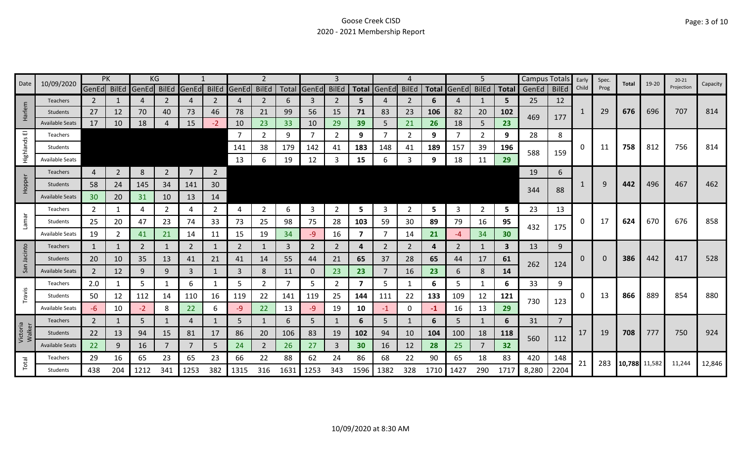# Goose Creek CISD

## 2020 - 2021 Membership Report

| Date | 10/09/2020 | PK | | KG | | 1 | | 2 | | | 3 | | | 4 | | | 5 | | | Campus Totals | | Early Child | Spec. Prog | Total | 19-20 | 20-21 Projection | Capacity |
|---|---|---|---|---|---|---|---|---|---|---|---|---|---|---|---|---|---|---|---|---|---|---|---|---|---|---|---|
| | | GenEd | BilEd | GenEd | BilEd | GenEd | BilEd | GenEd | BilEd | Total | GenEd | BilEd | Total | GenEd | BilEd | Total | GenEd | BilEd | Total | GenEd | BilEd | | | | | | |
| Harlem | Teachers | 2 | 1 | 4 | 2 | 4 | 2 | 4 | 2 | 6 | 3 | 2 | 5 | 4 | 2 | 6 | 4 | 1 | 5 | 25 | 12 | 1 | 29 | 676 | 696 | 707 | 814 |
| | Students | 27 | 12 | 70 | 40 | 73 | 46 | 78 | 21 | 99 | 56 | 15 | 71 | 83 | 23 | 106 | 82 | 20 | 102 | 469 | 177 | | | | | | |
| | Available Seats | 17 | 10 | 18 | 4 | 15 | -2 | 10 | 23 | 33 | 10 | 29 | 39 | 5 | 21 | 26 | 18 | 5 | 23 | | | | | | | | |
| Highlands El | Teachers | | | | | | | 7 | 2 | 9 | 7 | 2 | 9 | 7 | 2 | 9 | 7 | 2 | 9 | 28 | 8 | 0 | 11 | 758 | 812 | 756 | 814 |
| | Students | | | | | | | 141 | 38 | 179 | 142 | 41 | 183 | 148 | 41 | 189 | 157 | 39 | 196 | 588 | 159 | | | | | | |
| | Available Seats | | | | | | | 13 | 6 | 19 | 12 | 3 | 15 | 6 | 3 | 9 | 18 | 11 | 29 | | | | | | | | |
| Hopper | Teachers | 4 | 2 | 8 | 2 | 7 | 2 | | | | | | | | | | | | | 19 | 6 | 1 | 9 | 442 | 496 | 467 | 462 |
| | Students | 58 | 24 | 145 | 34 | 141 | 30 | | | | | | | | | | | | | 344 | 88 | | | | | | |
| | Available Seats | 30 | 20 | 31 | 10 | 13 | 14 | | | | | | | | | | | | | | | | | | | | |
| Lamar | Teachers | 2 | 1 | 4 | 2 | 4 | 2 | 4 | 2 | 6 | 3 | 2 | 5 | 3 | 2 | 5 | 3 | 2 | 5 | 23 | 13 | 0 | 17 | 624 | 670 | 676 | 858 |
| | Students | 25 | 20 | 47 | 23 | 74 | 33 | 73 | 25 | 98 | 75 | 28 | 103 | 59 | 30 | 89 | 79 | 16 | 95 | 432 | 175 | | | | | | |
| | Available Seats | 19 | 2 | 41 | 21 | 14 | 11 | 15 | 19 | 34 | -9 | 16 | 7 | 7 | 14 | 21 | -4 | 34 | 30 | | | | | | | | |
| San Jacinto | Teachers | 1 | 1 | 2 | 1 | 2 | 1 | 2 | 1 | 3 | 2 | 2 | 4 | 2 | 2 | 4 | 2 | 1 | 3 | 13 | 9 | 0 | 0 | 386 | 442 | 417 | 528 |
| | Students | 20 | 10 | 35 | 13 | 41 | 21 | 41 | 14 | 55 | 44 | 21 | 65 | 37 | 28 | 65 | 44 | 17 | 61 | 262 | 124 | | | | | | |
| | Available Seats | 2 | 12 | 9 | 9 | 3 | 1 | 3 | 8 | 11 | 0 | 23 | 23 | 7 | 16 | 23 | 6 | 8 | 14 | | | | | | | | |
| Travis | Teachers | 2.0 | 1 | 5 | 1 | 6 | 1 | 5 | 2 | 7 | 5 | 2 | 7 | 5 | 1 | 6 | 5 | 1 | 6 | 33 | 9 | 0 | 13 | 866 | 889 | 854 | 880 |
| | Students | 50 | 12 | 112 | 14 | 110 | 16 | 119 | 22 | 141 | 119 | 25 | 144 | 111 | 22 | 133 | 109 | 12 | 121 | 730 | 123 | | | | | | |
| | Available Seats | -6 | 10 | -2 | 8 | 22 | 6 | -9 | 22 | 13 | -9 | 19 | 10 | -1 | 0 | -1 | 16 | 13 | 29 | | | | | | | | |
| Victoria Walker | Teachers | 2 | 1 | 5 | 1 | 4 | 1 | 5 | 1 | 6 | 5 | 1 | 6 | 5 | 1 | 6 | 5 | 1 | 6 | 31 | 7 | 17 | 19 | 708 | 777 | 750 | 924 |
| | Students | 22 | 13 | 94 | 15 | 81 | 17 | 86 | 20 | 106 | 83 | 19 | 102 | 94 | 10 | 104 | 100 | 18 | 118 | 560 | 112 | | | | | | |
| | Available Seats | 22 | 9 | 16 | 7 | 7 | 5 | 24 | 2 | 26 | 27 | 3 | 30 | 16 | 12 | 28 | 25 | 7 | 32 | | | | | | | | |
| Total | Teachers | 29 | 16 | 65 | 23 | 65 | 23 | 66 | 22 | 88 | 62 | 24 | 86 | 68 | 22 | 90 | 65 | 18 | 83 | 420 | 148 | 21 | 283 | 10,788 | 11,582 | 11,244 | 12,846 |
| | Students | 438 | 204 | 1212 | 341 | 1253 | 382 | 1315 | 316 | 1631 | 1253 | 343 | 1596 | 1382 | 328 | 1710 | 1427 | 290 | 1717 | 8,280 | 2204 | | | | | | |

10/09/2020 at 8:30 AM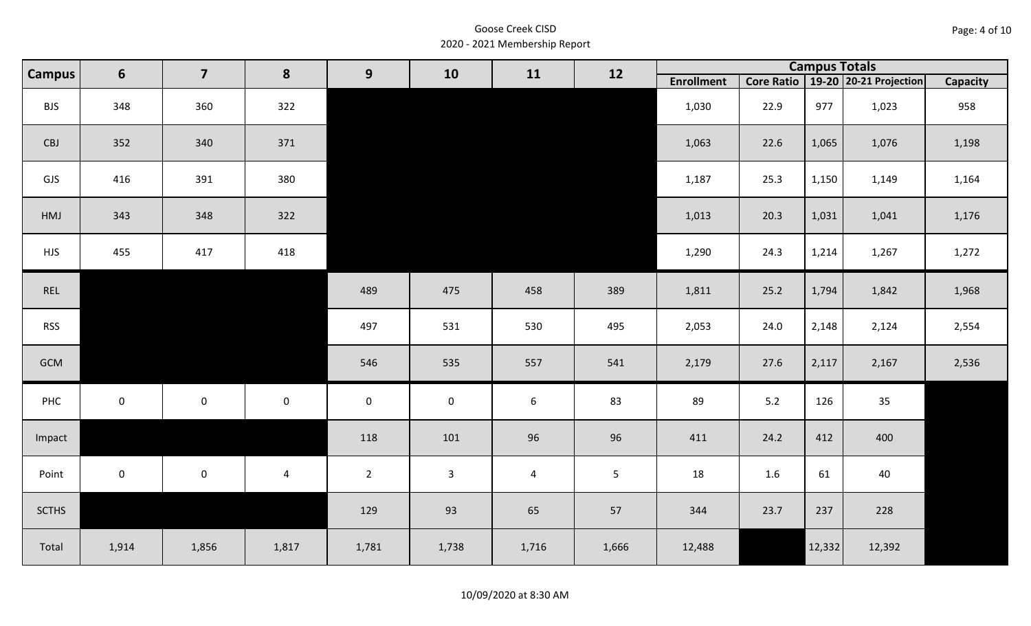Goose Creek CISD
2020 - 2021 Membership Report

| Campus | 6 | 7 | 8 | 9 | 10 | 11 | 12 | Campus Totals | | | | |
|---|---|---|---|---|---|---|---|---|---|---|---|---|
| | | | | | | | | Enrollment | Core Ratio | 19-20 | 20-21 Projection | Capacity |
| BJS | 348 | 360 | 322 | | | | | 1,030 | 22.9 | 977 | 1,023 | 958 |
| CBJ | 352 | 340 | 371 | | | | | 1,063 | 22.6 | 1,065 | 1,076 | 1,198 |
| GJS | 416 | 391 | 380 | | | | | 1,187 | 25.3 | 1,150 | 1,149 | 1,164 |
| HMJ | 343 | 348 | 322 | | | | | 1,013 | 20.3 | 1,031 | 1,041 | 1,176 |
| HJS | 455 | 417 | 418 | | | | | 1,290 | 24.3 | 1,214 | 1,267 | 1,272 |
| REL | | | | 489 | 475 | 458 | 389 | 1,811 | 25.2 | 1,794 | 1,842 | 1,968 |
| RSS | | | | 497 | 531 | 530 | 495 | 2,053 | 24.0 | 2,148 | 2,124 | 2,554 |
| GCM | | | | 546 | 535 | 557 | 541 | 2,179 | 27.6 | 2,117 | 2,167 | 2,536 |
| PHC | 0 | 0 | 0 | 0 | 0 | 6 | 83 | 89 | 5.2 | 126 | 35 | |
| Impact | | | | 118 | 101 | 96 | 96 | 411 | 24.2 | 412 | 400 | |
| Point | 0 | 0 | 4 | 2 | 3 | 4 | 5 | 18 | 1.6 | 61 | 40 | |
| SCTHS | | | | 129 | 93 | 65 | 57 | 344 | 23.7 | 237 | 228 | |
| Total | 1,914 | 1,856 | 1,817 | 1,781 | 1,738 | 1,716 | 1,666 | 12,488 | | 12,332 | 12,392 | |

10/09/2020 at 8:30 AM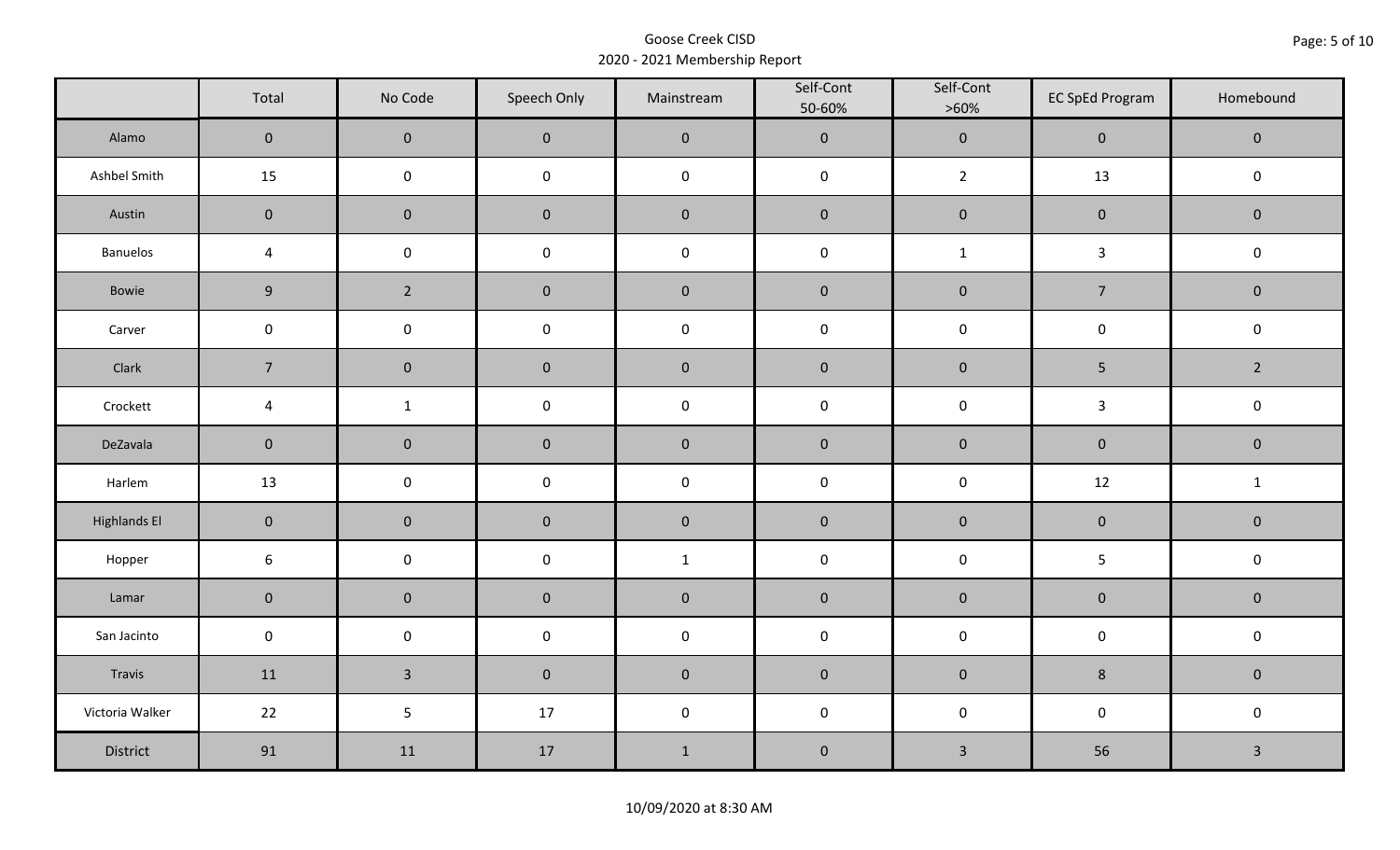Goose Creek CISD

2020 - 2021 Membership Report

| | Total | No Code | Speech Only | Mainstream | Self-Cont 50-60% | Self-Cont >60% | EC SpEd Program | Homebound |
|---|---|---|---|---|---|---|---|---|
| Alamo | 0 | 0 | 0 | 0 | 0 | 0 | 0 | 0 |
| Ashbel Smith | 15 | 0 | 0 | 0 | 0 | 2 | 13 | 0 |
| Austin | 0 | 0 | 0 | 0 | 0 | 0 | 0 | 0 |
| Banuelos | 4 | 0 | 0 | 0 | 0 | 1 | 3 | 0 |
| Bowie | 9 | 2 | 0 | 0 | 0 | 0 | 7 | 0 |
| Carver | 0 | 0 | 0 | 0 | 0 | 0 | 0 | 0 |
| Clark | 7 | 0 | 0 | 0 | 0 | 0 | 5 | 2 |
| Crockett | 4 | 1 | 0 | 0 | 0 | 0 | 3 | 0 |
| DeZavala | 0 | 0 | 0 | 0 | 0 | 0 | 0 | 0 |
| Harlem | 13 | 0 | 0 | 0 | 0 | 0 | 12 | 1 |
| Highlands El | 0 | 0 | 0 | 0 | 0 | 0 | 0 | 0 |
| Hopper | 6 | 0 | 0 | 1 | 0 | 0 | 5 | 0 |
| Lamar | 0 | 0 | 0 | 0 | 0 | 0 | 0 | 0 |
| San Jacinto | 0 | 0 | 0 | 0 | 0 | 0 | 0 | 0 |
| Travis | 11 | 3 | 0 | 0 | 0 | 0 | 8 | 0 |
| Victoria Walker | 22 | 5 | 17 | 0 | 0 | 0 | 0 | 0 |
| District | 91 | 11 | 17 | 1 | 0 | 3 | 56 | 3 |

10/09/2020 at 8:30 AM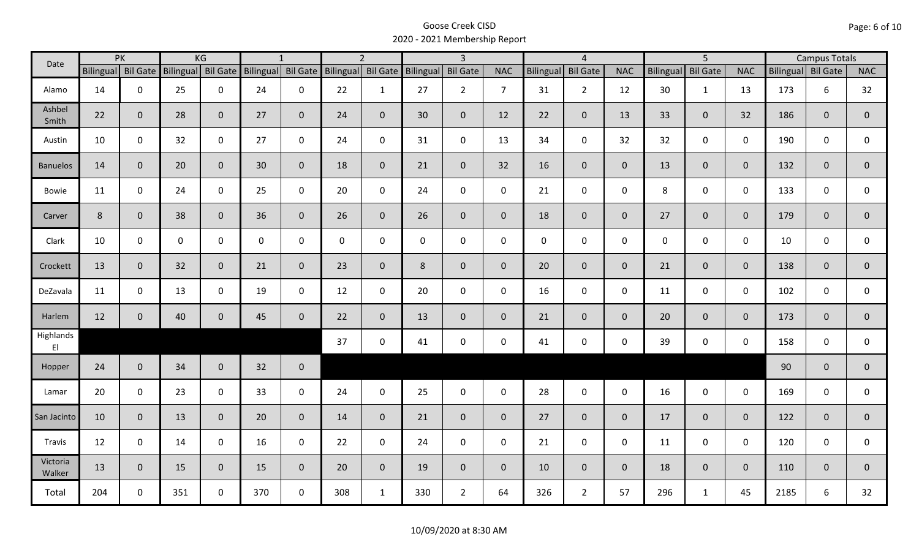# Goose Creek CISD
## 2020 - 2021 Membership Report

| Date | PK | | KG | | 1 | | 2 | | 3 | | | 4 | | | 5 | | | Campus Totals | | |
|---|---|---|---|---|---|---|---|---|---|---|---|---|---|---|---|---|---|---|---|---|
| | Bilingual | Bil Gate | Bilingual | Bil Gate | Bilingual | Bil Gate | Bilingual | Bil Gate | Bilingual | Bil Gate | NAC | Bilingual | Bil Gate | NAC | Bilingual | Bil Gate | NAC | Bilingual | Bil Gate | NAC |
| Alamo | 14 | 0 | 25 | 0 | 24 | 0 | 22 | 1 | 27 | 2 | 7 | 31 | 2 | 12 | 30 | 1 | 13 | 173 | 6 | 32 |
| Ashbel Smith | 22 | 0 | 28 | 0 | 27 | 0 | 24 | 0 | 30 | 0 | 12 | 22 | 0 | 13 | 33 | 0 | 32 | 186 | 0 | 0 |
| Austin | 10 | 0 | 32 | 0 | 27 | 0 | 24 | 0 | 31 | 0 | 13 | 34 | 0 | 32 | 32 | 0 | 0 | 190 | 0 | 0 |
| Banuelos | 14 | 0 | 20 | 0 | 30 | 0 | 18 | 0 | 21 | 0 | 32 | 16 | 0 | 0 | 13 | 0 | 0 | 132 | 0 | 0 |
| Bowie | 11 | 0 | 24 | 0 | 25 | 0 | 20 | 0 | 24 | 0 | 0 | 21 | 0 | 0 | 8 | 0 | 0 | 133 | 0 | 0 |
| Carver | 8 | 0 | 38 | 0 | 36 | 0 | 26 | 0 | 26 | 0 | 0 | 18 | 0 | 0 | 27 | 0 | 0 | 179 | 0 | 0 |
| Clark | 10 | 0 | 0 | 0 | 0 | 0 | 0 | 0 | 0 | 0 | 0 | 0 | 0 | 0 | 0 | 0 | 0 | 10 | 0 | 0 |
| Crockett | 13 | 0 | 32 | 0 | 21 | 0 | 23 | 0 | 8 | 0 | 0 | 20 | 0 | 0 | 21 | 0 | 0 | 138 | 0 | 0 |
| DeZavala | 11 | 0 | 13 | 0 | 19 | 0 | 12 | 0 | 20 | 0 | 0 | 16 | 0 | 0 | 11 | 0 | 0 | 102 | 0 | 0 |
| Harlem | 12 | 0 | 40 | 0 | 45 | 0 | 22 | 0 | 13 | 0 | 0 | 21 | 0 | 0 | 20 | 0 | 0 | 173 | 0 | 0 |
| Highlands El | | | | | | | 37 | 0 | 41 | 0 | 0 | 41 | 0 | 0 | 39 | 0 | 0 | 158 | 0 | 0 |
| Hopper | 24 | 0 | 34 | 0 | 32 | 0 | | | | | | | | | | | | 90 | 0 | 0 |
| Lamar | 20 | 0 | 23 | 0 | 33 | 0 | 24 | 0 | 25 | 0 | 0 | 28 | 0 | 0 | 16 | 0 | 0 | 169 | 0 | 0 |
| San Jacinto | 10 | 0 | 13 | 0 | 20 | 0 | 14 | 0 | 21 | 0 | 0 | 27 | 0 | 0 | 17 | 0 | 0 | 122 | 0 | 0 |
| Travis | 12 | 0 | 14 | 0 | 16 | 0 | 22 | 0 | 24 | 0 | 0 | 21 | 0 | 0 | 11 | 0 | 0 | 120 | 0 | 0 |
| Victoria Walker | 13 | 0 | 15 | 0 | 15 | 0 | 20 | 0 | 19 | 0 | 0 | 10 | 0 | 0 | 18 | 0 | 0 | 110 | 0 | 0 |
| Total | 204 | 0 | 351 | 0 | 370 | 0 | 308 | 1 | 330 | 2 | 64 | 326 | 2 | 57 | 296 | 1 | 45 | 2185 | 6 | 32 |

10/09/2020 at 8:30 AM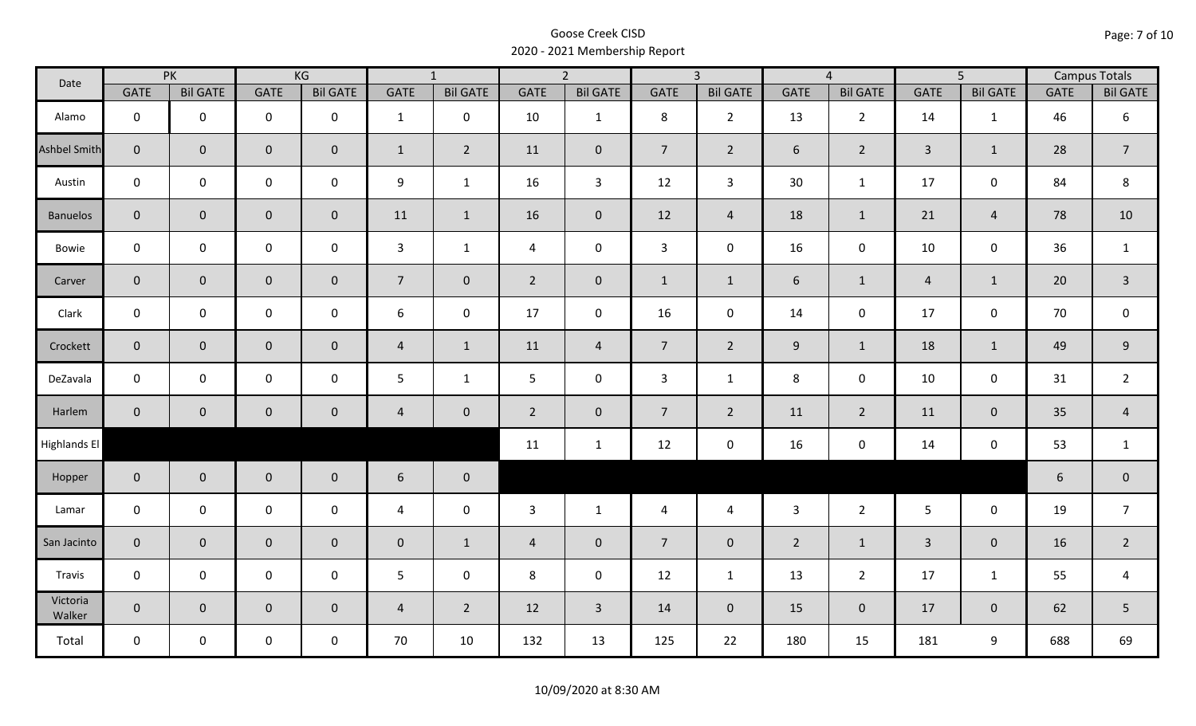Goose Creek CISD
2020 - 2021 Membership Report

| Date | PK | | KG | | 1 | | 2 | | 3 | | 4 | | 5 | | Campus Totals | |
|---|---|---|---|---|---|---|---|---|---|---|---|---|---|---|---|---|
| | GATE | Bil GATE | GATE | Bil GATE | GATE | Bil GATE | GATE | Bil GATE | GATE | Bil GATE | GATE | Bil GATE | GATE | Bil GATE | GATE | Bil GATE |
| Alamo | 0 | 0 | 0 | 0 | 1 | 0 | 10 | 1 | 8 | 2 | 13 | 2 | 14 | 1 | 46 | 6 |
| Ashbel Smith | 0 | 0 | 0 | 0 | 1 | 2 | 11 | 0 | 7 | 2 | 6 | 2 | 3 | 1 | 28 | 7 |
| Austin | 0 | 0 | 0 | 0 | 9 | 1 | 16 | 3 | 12 | 3 | 30 | 1 | 17 | 0 | 84 | 8 |
| Banuelos | 0 | 0 | 0 | 0 | 11 | 1 | 16 | 0 | 12 | 4 | 18 | 1 | 21 | 4 | 78 | 10 |
| Bowie | 0 | 0 | 0 | 0 | 3 | 1 | 4 | 0 | 3 | 0 | 16 | 0 | 10 | 0 | 36 | 1 |
| Carver | 0 | 0 | 0 | 0 | 7 | 0 | 2 | 0 | 1 | 1 | 6 | 1 | 4 | 1 | 20 | 3 |
| Clark | 0 | 0 | 0 | 0 | 6 | 0 | 17 | 0 | 16 | 0 | 14 | 0 | 17 | 0 | 70 | 0 |
| Crockett | 0 | 0 | 0 | 0 | 4 | 1 | 11 | 4 | 7 | 2 | 9 | 1 | 18 | 1 | 49 | 9 |
| DeZavala | 0 | 0 | 0 | 0 | 5 | 1 | 5 | 0 | 3 | 1 | 8 | 0 | 10 | 0 | 31 | 2 |
| Harlem | 0 | 0 | 0 | 0 | 4 | 0 | 2 | 0 | 7 | 2 | 11 | 2 | 11 | 0 | 35 | 4 |
| Highlands El | | | | | | | 11 | 1 | 12 | 0 | 16 | 0 | 14 | 0 | 53 | 1 |
| Hopper | 0 | 0 | 0 | 0 | 6 | 0 | | | | | | | | | 6 | 0 |
| Lamar | 0 | 0 | 0 | 0 | 4 | 0 | 3 | 1 | 4 | 4 | 3 | 2 | 5 | 0 | 19 | 7 |
| San Jacinto | 0 | 0 | 0 | 0 | 0 | 1 | 4 | 0 | 7 | 0 | 2 | 1 | 3 | 0 | 16 | 2 |
| Travis | 0 | 0 | 0 | 0 | 5 | 0 | 8 | 0 | 12 | 1 | 13 | 2 | 17 | 1 | 55 | 4 |
| Victoria Walker | 0 | 0 | 0 | 0 | 4 | 2 | 12 | 3 | 14 | 0 | 15 | 0 | 17 | 0 | 62 | 5 |
| Total | 0 | 0 | 0 | 0 | 70 | 10 | 132 | 13 | 125 | 22 | 180 | 15 | 181 | 9 | 688 | 69 |

10/09/2020 at 8:30 AM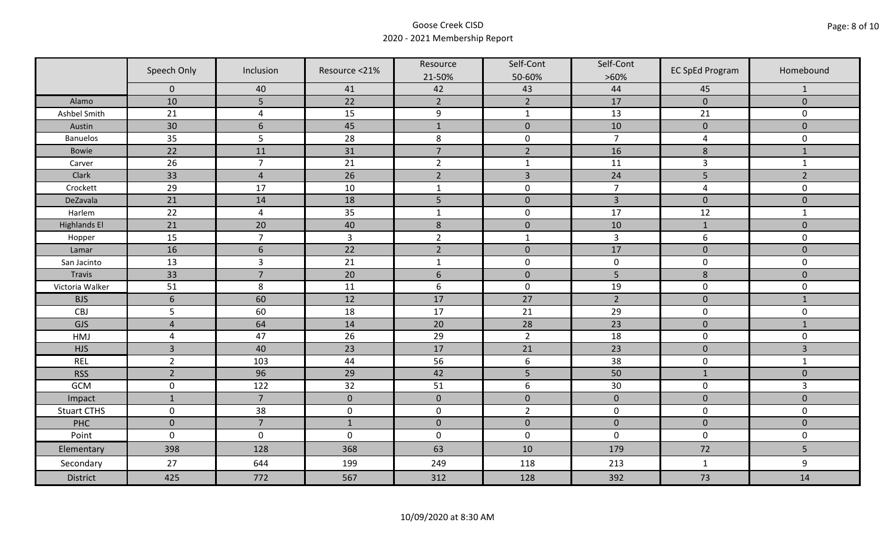# Goose Creek CISD

## 2020 - 2021 Membership Report

| | Speech Only | Inclusion | Resource <21% | Resource 21-50% | Self-Cont 50-60% | Self-Cont >60% | EC SpEd Program | Homebound |
|---|---|---|---|---|---|---|---|---|
| | 0 | 40 | 41 | 42 | 43 | 44 | 45 | 1 |
| Alamo | 10 | 5 | 22 | 2 | 2 | 17 | 0 | 0 |
| Ashbel Smith | 21 | 4 | 15 | 9 | 1 | 13 | 21 | 0 |
| Austin | 30 | 6 | 45 | 1 | 0 | 10 | 0 | 0 |
| Banuelos | 35 | 5 | 28 | 8 | 0 | 7 | 4 | 0 |
| Bowie | 22 | 11 | 31 | 7 | 2 | 16 | 8 | 1 |
| Carver | 26 | 7 | 21 | 2 | 1 | 11 | 3 | 1 |
| Clark | 33 | 4 | 26 | 2 | 3 | 24 | 5 | 2 |
| Crockett | 29 | 17 | 10 | 1 | 0 | 7 | 4 | 0 |
| DeZavala | 21 | 14 | 18 | 5 | 0 | 3 | 0 | 0 |
| Harlem | 22 | 4 | 35 | 1 | 0 | 17 | 12 | 1 |
| Highlands El | 21 | 20 | 40 | 8 | 0 | 10 | 1 | 0 |
| Hopper | 15 | 7 | 3 | 2 | 1 | 3 | 6 | 0 |
| Lamar | 16 | 6 | 22 | 2 | 0 | 17 | 0 | 0 |
| San Jacinto | 13 | 3 | 21 | 1 | 0 | 0 | 0 | 0 |
| Travis | 33 | 7 | 20 | 6 | 0 | 5 | 8 | 0 |
| Victoria Walker | 51 | 8 | 11 | 6 | 0 | 19 | 0 | 0 |
| BJS | 6 | 60 | 12 | 17 | 27 | 2 | 0 | 1 |
| CBJ | 5 | 60 | 18 | 17 | 21 | 29 | 0 | 0 |
| GJS | 4 | 64 | 14 | 20 | 28 | 23 | 0 | 1 |
| HMJ | 4 | 47 | 26 | 29 | 2 | 18 | 0 | 0 |
| HJS | 3 | 40 | 23 | 17 | 21 | 23 | 0 | 3 |
| REL | 2 | 103 | 44 | 56 | 6 | 38 | 0 | 1 |
| RSS | 2 | 96 | 29 | 42 | 5 | 50 | 1 | 0 |
| GCM | 0 | 122 | 32 | 51 | 6 | 30 | 0 | 3 |
| Impact | 1 | 7 | 0 | 0 | 0 | 0 | 0 | 0 |
| Stuart CTHS | 0 | 38 | 0 | 0 | 2 | 0 | 0 | 0 |
| PHC | 0 | 7 | 1 | 0 | 0 | 0 | 0 | 0 |
| Point | 0 | 0 | 0 | 0 | 0 | 0 | 0 | 0 |
| Elementary | 398 | 128 | 368 | 63 | 10 | 179 | 72 | 5 |
| Secondary | 27 | 644 | 199 | 249 | 118 | 213 | 1 | 9 |
| District | 425 | 772 | 567 | 312 | 128 | 392 | 73 | 14 |

10/09/2020 at 8:30 AM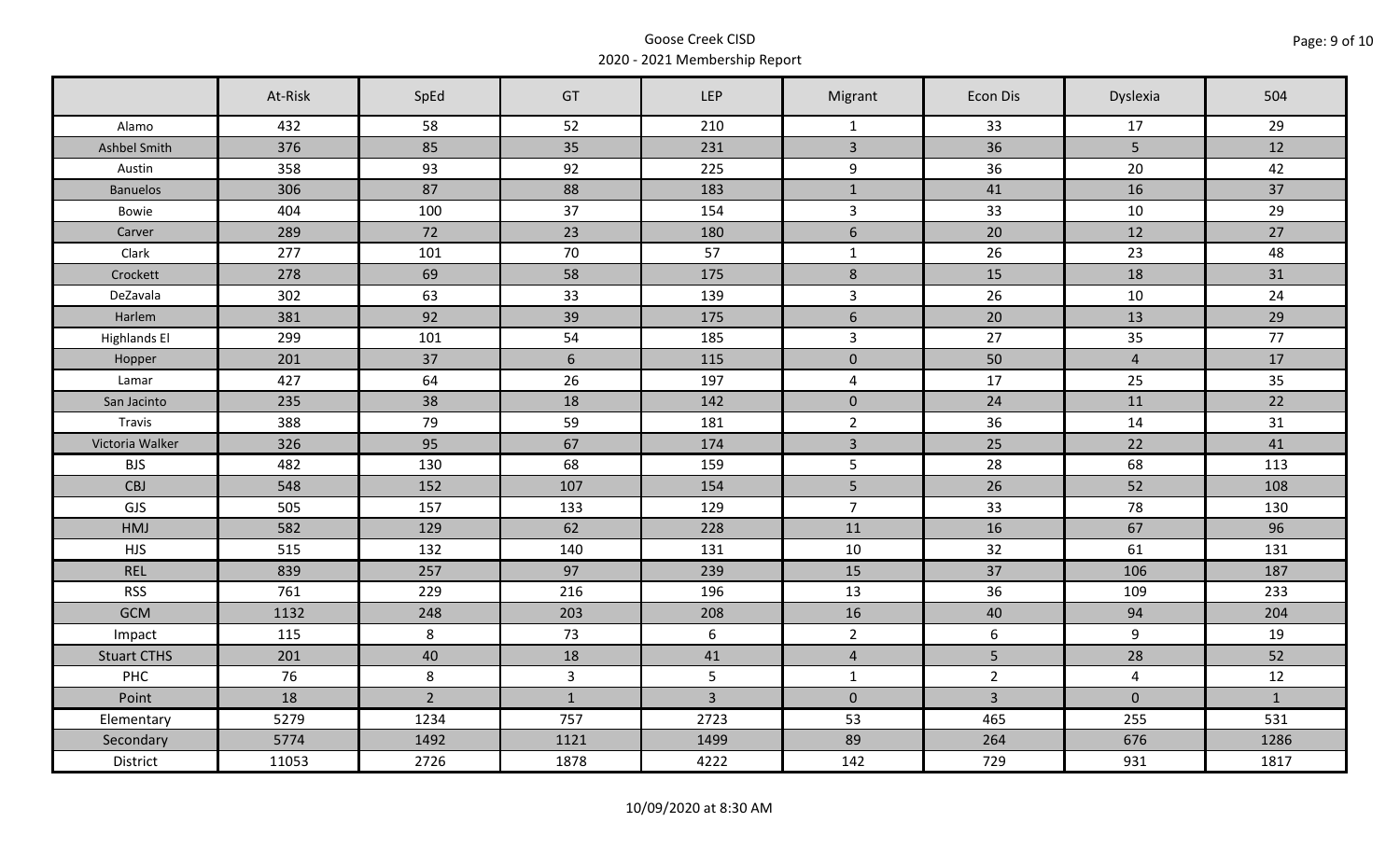Goose Creek CISD
2020 - 2021 Membership Report

| | At-Risk | SpEd | GT | LEP | Migrant | Econ Dis | Dyslexia | 504 |
|---|---|---|---|---|---|---|---|---|
| Alamo | 432 | 58 | 52 | 210 | 1 | 33 | 17 | 29 |
| Ashbel Smith | 376 | 85 | 35 | 231 | 3 | 36 | 5 | 12 |
| Austin | 358 | 93 | 92 | 225 | 9 | 36 | 20 | 42 |
| Banuelos | 306 | 87 | 88 | 183 | 1 | 41 | 16 | 37 |
| Bowie | 404 | 100 | 37 | 154 | 3 | 33 | 10 | 29 |
| Carver | 289 | 72 | 23 | 180 | 6 | 20 | 12 | 27 |
| Clark | 277 | 101 | 70 | 57 | 1 | 26 | 23 | 48 |
| Crockett | 278 | 69 | 58 | 175 | 8 | 15 | 18 | 31 |
| DeZavala | 302 | 63 | 33 | 139 | 3 | 26 | 10 | 24 |
| Harlem | 381 | 92 | 39 | 175 | 6 | 20 | 13 | 29 |
| Highlands El | 299 | 101 | 54 | 185 | 3 | 27 | 35 | 77 |
| Hopper | 201 | 37 | 6 | 115 | 0 | 50 | 4 | 17 |
| Lamar | 427 | 64 | 26 | 197 | 4 | 17 | 25 | 35 |
| San Jacinto | 235 | 38 | 18 | 142 | 0 | 24 | 11 | 22 |
| Travis | 388 | 79 | 59 | 181 | 2 | 36 | 14 | 31 |
| Victoria Walker | 326 | 95 | 67 | 174 | 3 | 25 | 22 | 41 |
| BJS | 482 | 130 | 68 | 159 | 5 | 28 | 68 | 113 |
| CBJ | 548 | 152 | 107 | 154 | 5 | 26 | 52 | 108 |
| GJS | 505 | 157 | 133 | 129 | 7 | 33 | 78 | 130 |
| HMJ | 582 | 129 | 62 | 228 | 11 | 16 | 67 | 96 |
| HJS | 515 | 132 | 140 | 131 | 10 | 32 | 61 | 131 |
| REL | 839 | 257 | 97 | 239 | 15 | 37 | 106 | 187 |
| RSS | 761 | 229 | 216 | 196 | 13 | 36 | 109 | 233 |
| GCM | 1132 | 248 | 203 | 208 | 16 | 40 | 94 | 204 |
| Impact | 115 | 8 | 73 | 6 | 2 | 6 | 9 | 19 |
| Stuart CTHS | 201 | 40 | 18 | 41 | 4 | 5 | 28 | 52 |
| PHC | 76 | 8 | 3 | 5 | 1 | 2 | 4 | 12 |
| Point | 18 | 2 | 1 | 3 | 0 | 3 | 0 | 1 |
| Elementary | 5279 | 1234 | 757 | 2723 | 53 | 465 | 255 | 531 |
| Secondary | 5774 | 1492 | 1121 | 1499 | 89 | 264 | 676 | 1286 |
| District | 11053 | 2726 | 1878 | 4222 | 142 | 729 | 931 | 1817 |

10/09/2020 at 8:30 AM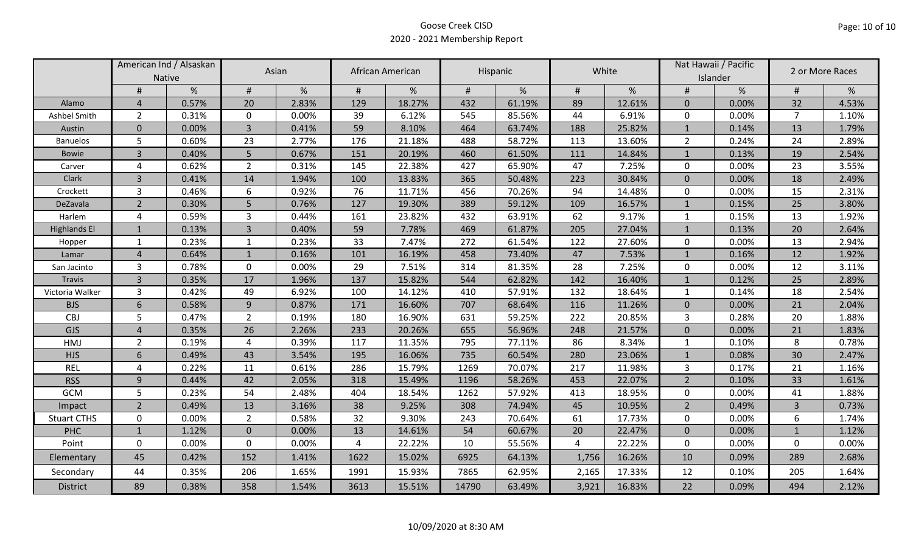# Goose Creek CISD

## 2020 - 2021 Membership Report

| | American Ind / Alsaskan Native | | Asian | | African American | | Hispanic | | White | | Nat Hawaii / Pacific Islander | | 2 or More Races | |
|---|---|---|---|---|---|---|---|---|---|---|---|---|---|---|
| | # | % | # | % | # | % | # | % | # | % | # | % | # | % |
| Alamo | 4 | 0.57% | 20 | 2.83% | 129 | 18.27% | 432 | 61.19% | 89 | 12.61% | 0 | 0.00% | 32 | 4.53% |
| Ashbel Smith | 2 | 0.31% | 0 | 0.00% | 39 | 6.12% | 545 | 85.56% | 44 | 6.91% | 0 | 0.00% | 7 | 1.10% |
| Austin | 0 | 0.00% | 3 | 0.41% | 59 | 8.10% | 464 | 63.74% | 188 | 25.82% | 1 | 0.14% | 13 | 1.79% |
| Banuelos | 5 | 0.60% | 23 | 2.77% | 176 | 21.18% | 488 | 58.72% | 113 | 13.60% | 2 | 0.24% | 24 | 2.89% |
| Bowie | 3 | 0.40% | 5 | 0.67% | 151 | 20.19% | 460 | 61.50% | 111 | 14.84% | 1 | 0.13% | 19 | 2.54% |
| Carver | 4 | 0.62% | 2 | 0.31% | 145 | 22.38% | 427 | 65.90% | 47 | 7.25% | 0 | 0.00% | 23 | 3.55% |
| Clark | 3 | 0.41% | 14 | 1.94% | 100 | 13.83% | 365 | 50.48% | 223 | 30.84% | 0 | 0.00% | 18 | 2.49% |
| Crockett | 3 | 0.46% | 6 | 0.92% | 76 | 11.71% | 456 | 70.26% | 94 | 14.48% | 0 | 0.00% | 15 | 2.31% |
| DeZavala | 2 | 0.30% | 5 | 0.76% | 127 | 19.30% | 389 | 59.12% | 109 | 16.57% | 1 | 0.15% | 25 | 3.80% |
| Harlem | 4 | 0.59% | 3 | 0.44% | 161 | 23.82% | 432 | 63.91% | 62 | 9.17% | 1 | 0.15% | 13 | 1.92% |
| Highlands El | 1 | 0.13% | 3 | 0.40% | 59 | 7.78% | 469 | 61.87% | 205 | 27.04% | 1 | 0.13% | 20 | 2.64% |
| Hopper | 1 | 0.23% | 1 | 0.23% | 33 | 7.47% | 272 | 61.54% | 122 | 27.60% | 0 | 0.00% | 13 | 2.94% |
| Lamar | 4 | 0.64% | 1 | 0.16% | 101 | 16.19% | 458 | 73.40% | 47 | 7.53% | 1 | 0.16% | 12 | 1.92% |
| San Jacinto | 3 | 0.78% | 0 | 0.00% | 29 | 7.51% | 314 | 81.35% | 28 | 7.25% | 0 | 0.00% | 12 | 3.11% |
| Travis | 3 | 0.35% | 17 | 1.96% | 137 | 15.82% | 544 | 62.82% | 142 | 16.40% | 1 | 0.12% | 25 | 2.89% |
| Victoria Walker | 3 | 0.42% | 49 | 6.92% | 100 | 14.12% | 410 | 57.91% | 132 | 18.64% | 1 | 0.14% | 18 | 2.54% |
| BJS | 6 | 0.58% | 9 | 0.87% | 171 | 16.60% | 707 | 68.64% | 116 | 11.26% | 0 | 0.00% | 21 | 2.04% |
| CBJ | 5 | 0.47% | 2 | 0.19% | 180 | 16.90% | 631 | 59.25% | 222 | 20.85% | 3 | 0.28% | 20 | 1.88% |
| GJS | 4 | 0.35% | 26 | 2.26% | 233 | 20.26% | 655 | 56.96% | 248 | 21.57% | 0 | 0.00% | 21 | 1.83% |
| HMJ | 2 | 0.19% | 4 | 0.39% | 117 | 11.35% | 795 | 77.11% | 86 | 8.34% | 1 | 0.10% | 8 | 0.78% |
| HJS | 6 | 0.49% | 43 | 3.54% | 195 | 16.06% | 735 | 60.54% | 280 | 23.06% | 1 | 0.08% | 30 | 2.47% |
| REL | 4 | 0.22% | 11 | 0.61% | 286 | 15.79% | 1269 | 70.07% | 217 | 11.98% | 3 | 0.17% | 21 | 1.16% |
| RSS | 9 | 0.44% | 42 | 2.05% | 318 | 15.49% | 1196 | 58.26% | 453 | 22.07% | 2 | 0.10% | 33 | 1.61% |
| GCM | 5 | 0.23% | 54 | 2.48% | 404 | 18.54% | 1262 | 57.92% | 413 | 18.95% | 0 | 0.00% | 41 | 1.88% |
| Impact | 2 | 0.49% | 13 | 3.16% | 38 | 9.25% | 308 | 74.94% | 45 | 10.95% | 2 | 0.49% | 3 | 0.73% |
| Stuart CTHS | 0 | 0.00% | 2 | 0.58% | 32 | 9.30% | 243 | 70.64% | 61 | 17.73% | 0 | 0.00% | 6 | 1.74% |
| PHC | 1 | 1.12% | 0 | 0.00% | 13 | 14.61% | 54 | 60.67% | 20 | 22.47% | 0 | 0.00% | 1 | 1.12% |
| Point | 0 | 0.00% | 0 | 0.00% | 4 | 22.22% | 10 | 55.56% | 4 | 22.22% | 0 | 0.00% | 0 | 0.00% |
| Elementary | 45 | 0.42% | 152 | 1.41% | 1622 | 15.02% | 6925 | 64.13% | 1,756 | 16.26% | 10 | 0.09% | 289 | 2.68% |
| Secondary | 44 | 0.35% | 206 | 1.65% | 1991 | 15.93% | 7865 | 62.95% | 2,165 | 17.33% | 12 | 0.10% | 205 | 1.64% |
| District | 89 | 0.38% | 358 | 1.54% | 3613 | 15.51% | 14790 | 63.49% | 3,921 | 16.83% | 22 | 0.09% | 494 | 2.12% |

10/09/2020 at 8:30 AM